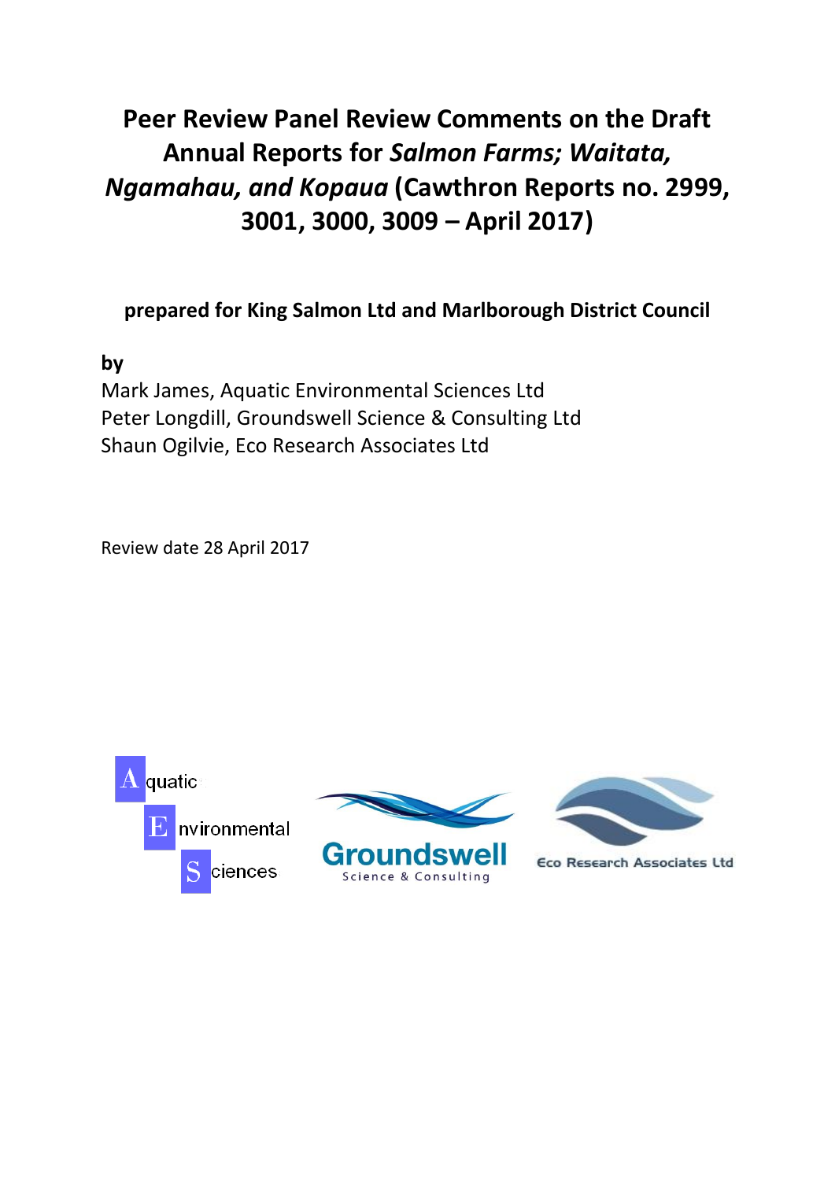# Peer Review Panel Review Comments on the Draft Annual Reports for *Salmon Farms; Waitata, Ngamahau, and Kopaua* (Cawthron Reports no. 2999, 3001, 3000, 3009 – April 2017)

**prepared for King Salmon Ltd and Marlborough District Council**

**by**

Mark James, Aquatic Environmental Sciences Ltd
Peter Longdill, Groundswell Science & Consulting Ltd
Shaun Ogilvie, Eco Research Associates Ltd

Review date 28 April 2017

Aquatic Environmental Sciences

Groundswell Science & Consulting

Eco Research Associates Ltd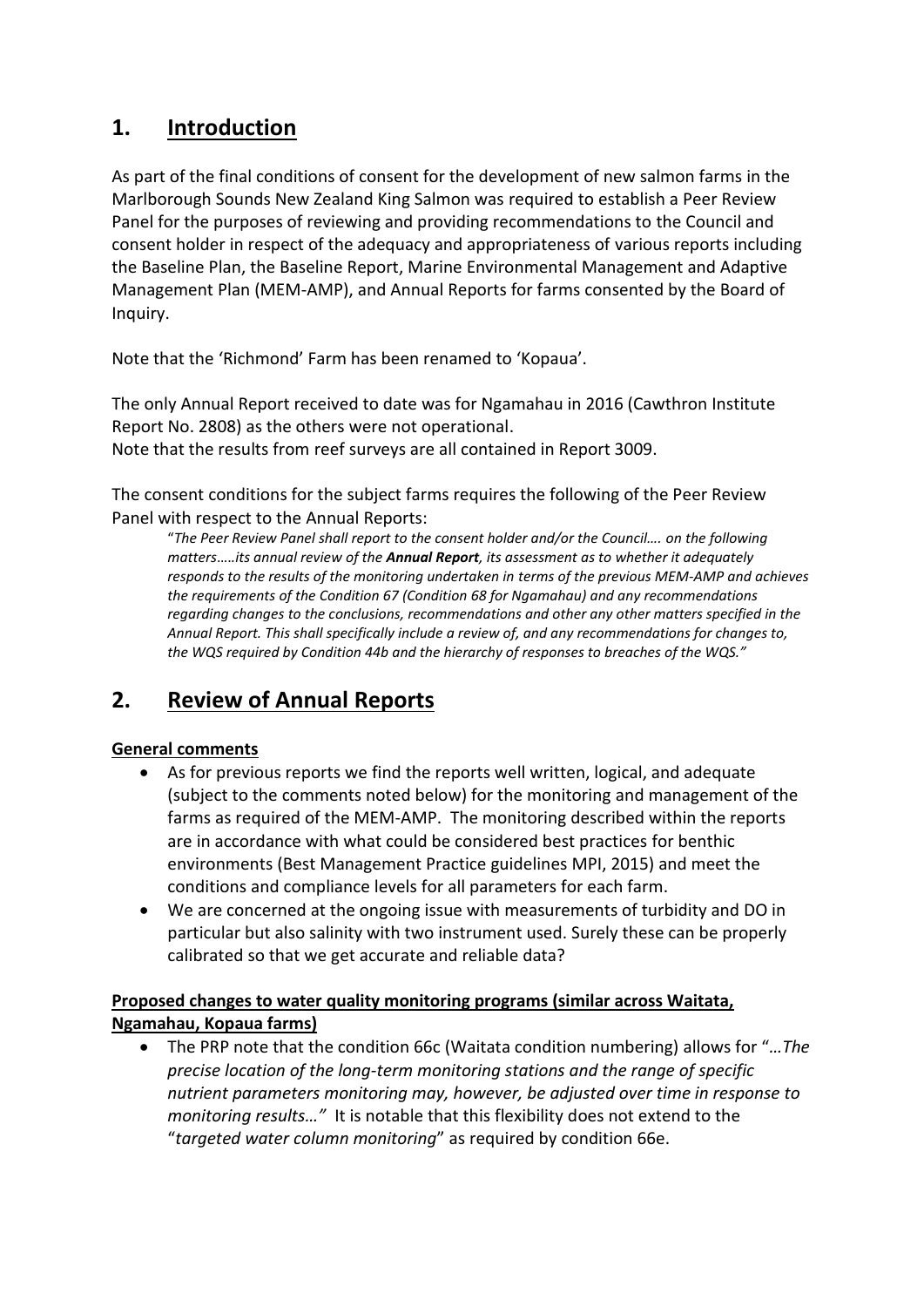# 1. Introduction

As part of the final conditions of consent for the development of new salmon farms in the Marlborough Sounds New Zealand King Salmon was required to establish a Peer Review Panel for the purposes of reviewing and providing recommendations to the Council and consent holder in respect of the adequacy and appropriateness of various reports including the Baseline Plan, the Baseline Report, Marine Environmental Management and Adaptive Management Plan (MEM-AMP), and Annual Reports for farms consented by the Board of Inquiry.

Note that the 'Richmond' Farm has been renamed to 'Kopaua'.

The only Annual Report received to date was for Ngamahau in 2016 (Cawthron Institute Report No. 2808) as the others were not operational.
Note that the results from reef surveys are all contained in Report 3009.

The consent conditions for the subject farms requires the following of the Peer Review Panel with respect to the Annual Reports:

> "*The Peer Review Panel shall report to the consent holder and/or the Council…. on the following matters…..its annual review of the **Annual Report**, its assessment as to whether it adequately responds to the results of the monitoring undertaken in terms of the previous MEM-AMP and achieves the requirements of the Condition 67 (Condition 68 for Ngamahau) and any recommendations regarding changes to the conclusions, recommendations and other any other matters specified in the Annual Report. This shall specifically include a review of, and any recommendations for changes to, the WQS required by Condition 44b and the hierarchy of responses to breaches of the WQS."*

# 2. Review of Annual Reports

**General comments**

- As for previous reports we find the reports well written, logical, and adequate (subject to the comments noted below) for the monitoring and management of the farms as required of the MEM-AMP. The monitoring described within the reports are in accordance with what could be considered best practices for benthic environments (Best Management Practice guidelines MPI, 2015) and meet the conditions and compliance levels for all parameters for each farm.
- We are concerned at the ongoing issue with measurements of turbidity and DO in particular but also salinity with two instrument used. Surely these can be properly calibrated so that we get accurate and reliable data?

**Proposed changes to water quality monitoring programs (similar across Waitata, Ngamahau, Kopaua farms)**

- The PRP note that the condition 66c (Waitata condition numbering) allows for "*…The precise location of the long-term monitoring stations and the range of specific nutrient parameters monitoring may, however, be adjusted over time in response to monitoring results…"* It is notable that this flexibility does not extend to the "*targeted water column monitoring*" as required by condition 66e.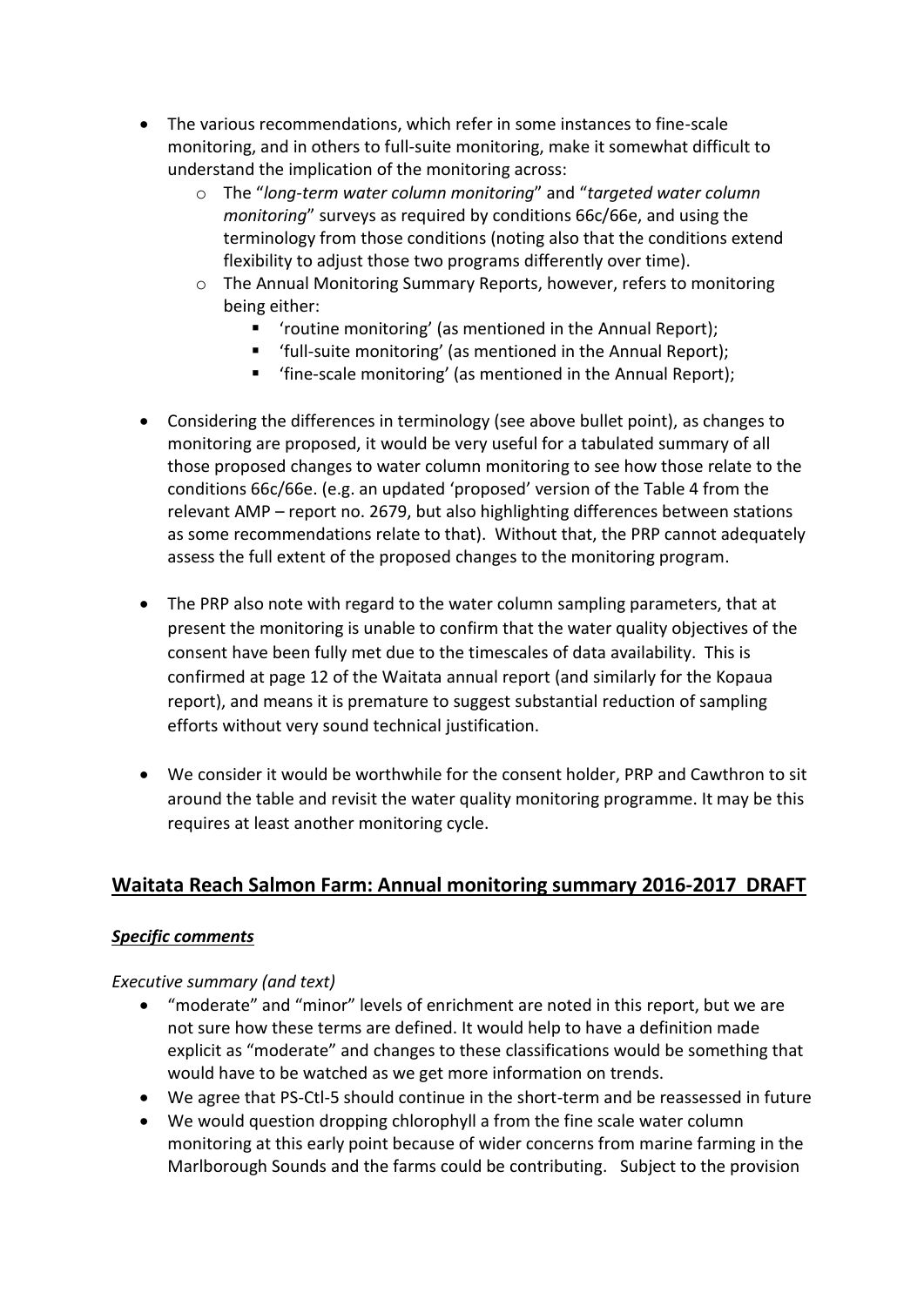- The various recommendations, which refer in some instances to fine-scale monitoring, and in others to full-suite monitoring, make it somewhat difficult to understand the implication of the monitoring across:
  - The "*long-term water column monitoring*" and "*targeted water column monitoring*" surveys as required by conditions 66c/66e, and using the terminology from those conditions (noting also that the conditions extend flexibility to adjust those two programs differently over time).
  - The Annual Monitoring Summary Reports, however, refers to monitoring being either:
    - 'routine monitoring' (as mentioned in the Annual Report);
    - 'full-suite monitoring' (as mentioned in the Annual Report);
    - 'fine-scale monitoring' (as mentioned in the Annual Report);

- Considering the differences in terminology (see above bullet point), as changes to monitoring are proposed, it would be very useful for a tabulated summary of all those proposed changes to water column monitoring to see how those relate to the conditions 66c/66e. (e.g. an updated 'proposed' version of the Table 4 from the relevant AMP – report no. 2679, but also highlighting differences between stations as some recommendations relate to that). Without that, the PRP cannot adequately assess the full extent of the proposed changes to the monitoring program.

- The PRP also note with regard to the water column sampling parameters, that at present the monitoring is unable to confirm that the water quality objectives of the consent have been fully met due to the timescales of data availability. This is confirmed at page 12 of the Waitata annual report (and similarly for the Kopaua report), and means it is premature to suggest substantial reduction of sampling efforts without very sound technical justification.

- We consider it would be worthwhile for the consent holder, PRP and Cawthron to sit around the table and revisit the water quality monitoring programme. It may be this requires at least another monitoring cycle.

## Waitata Reach Salmon Farm: Annual monitoring summary 2016-2017 DRAFT

### ***Specific comments***

*Executive summary (and text)*

- "moderate" and "minor" levels of enrichment are noted in this report, but we are not sure how these terms are defined. It would help to have a definition made explicit as "moderate" and changes to these classifications would be something that would have to be watched as we get more information on trends.
- We agree that PS-Ctl-5 should continue in the short-term and be reassessed in future
- We would question dropping chlorophyll a from the fine scale water column monitoring at this early point because of wider concerns from marine farming in the Marlborough Sounds and the farms could be contributing. Subject to the provision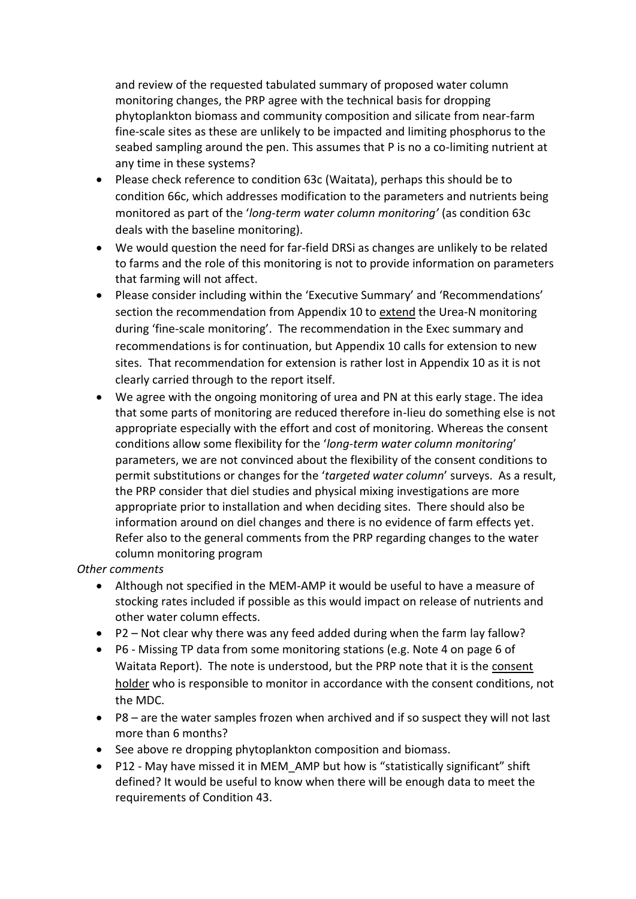and review of the requested tabulated summary of proposed water column monitoring changes, the PRP agree with the technical basis for dropping phytoplankton biomass and community composition and silicate from near-farm fine-scale sites as these are unlikely to be impacted and limiting phosphorus to the seabed sampling around the pen. This assumes that P is no a co-limiting nutrient at any time in these systems?

- Please check reference to condition 63c (Waitata), perhaps this should be to condition 66c, which addresses modification to the parameters and nutrients being monitored as part of the '*long-term water column monitoring'* (as condition 63c deals with the baseline monitoring).
- We would question the need for far-field DRSi as changes are unlikely to be related to farms and the role of this monitoring is not to provide information on parameters that farming will not affect.
- Please consider including within the 'Executive Summary' and 'Recommendations' section the recommendation from Appendix 10 to <u>extend</u> the Urea-N monitoring during 'fine-scale monitoring'. The recommendation in the Exec summary and recommendations is for continuation, but Appendix 10 calls for extension to new sites. That recommendation for extension is rather lost in Appendix 10 as it is not clearly carried through to the report itself.
- We agree with the ongoing monitoring of urea and PN at this early stage. The idea that some parts of monitoring are reduced therefore in-lieu do something else is not appropriate especially with the effort and cost of monitoring. Whereas the consent conditions allow some flexibility for the '*long-term water column monitoring*' parameters, we are not convinced about the flexibility of the consent conditions to permit substitutions or changes for the '*targeted water column*' surveys. As a result, the PRP consider that diel studies and physical mixing investigations are more appropriate prior to installation and when deciding sites. There should also be information around on diel changes and there is no evidence of farm effects yet. Refer also to the general comments from the PRP regarding changes to the water column monitoring program

*Other comments*

- Although not specified in the MEM-AMP it would be useful to have a measure of stocking rates included if possible as this would impact on release of nutrients and other water column effects.
- P2 – Not clear why there was any feed added during when the farm lay fallow?
- P6 - Missing TP data from some monitoring stations (e.g. Note 4 on page 6 of Waitata Report). The note is understood, but the PRP note that it is the <u>consent holder</u> who is responsible to monitor in accordance with the consent conditions, not the MDC.
- P8 – are the water samples frozen when archived and if so suspect they will not last more than 6 months?
- See above re dropping phytoplankton composition and biomass.
- P12 - May have missed it in MEM_AMP but how is "statistically significant" shift defined? It would be useful to know when there will be enough data to meet the requirements of Condition 43.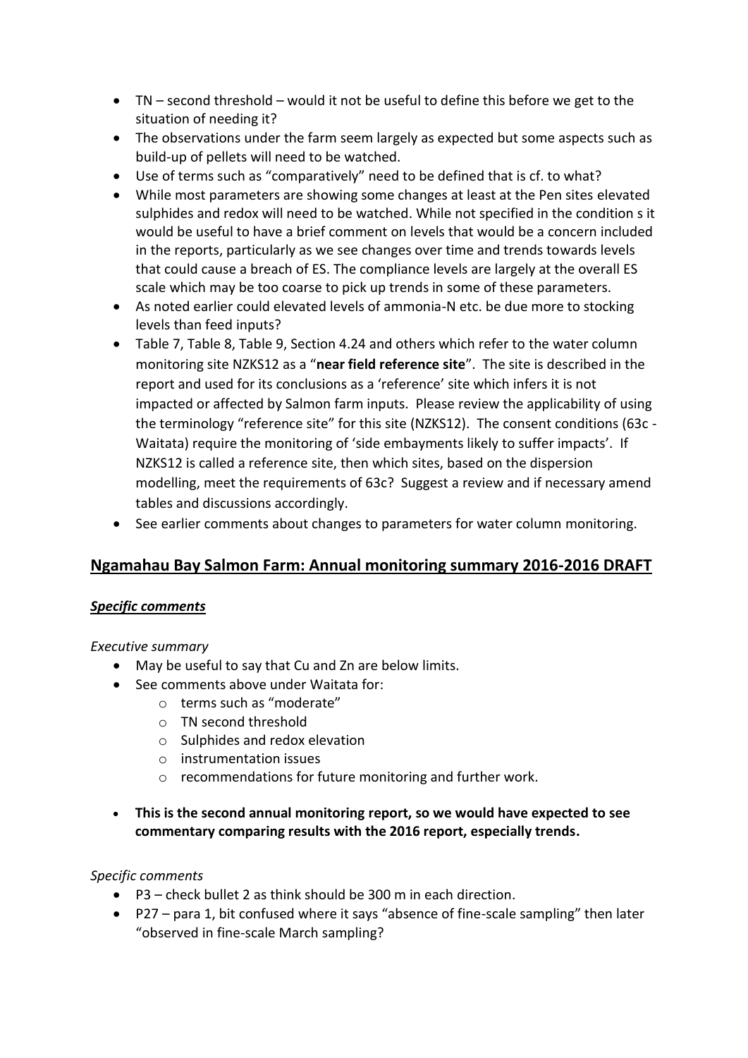- TN – second threshold – would it not be useful to define this before we get to the situation of needing it?
- The observations under the farm seem largely as expected but some aspects such as build-up of pellets will need to be watched.
- Use of terms such as "comparatively" need to be defined that is cf. to what?
- While most parameters are showing some changes at least at the Pen sites elevated sulphides and redox will need to be watched. While not specified in the condition s it would be useful to have a brief comment on levels that would be a concern included in the reports, particularly as we see changes over time and trends towards levels that could cause a breach of ES. The compliance levels are largely at the overall ES scale which may be too coarse to pick up trends in some of these parameters.
- As noted earlier could elevated levels of ammonia-N etc. be due more to stocking levels than feed inputs?
- Table 7, Table 8, Table 9, Section 4.24 and others which refer to the water column monitoring site NZKS12 as a "**near field reference site**". The site is described in the report and used for its conclusions as a 'reference' site which infers it is not impacted or affected by Salmon farm inputs. Please review the applicability of using the terminology "reference site" for this site (NZKS12). The consent conditions (63c - Waitata) require the monitoring of 'side embayments likely to suffer impacts'. If NZKS12 is called a reference site, then which sites, based on the dispersion modelling, meet the requirements of 63c? Suggest a review and if necessary amend tables and discussions accordingly.
- See earlier comments about changes to parameters for water column monitoring.

## Ngamahau Bay Salmon Farm: Annual monitoring summary 2016-2016 DRAFT

### *Specific comments*

*Executive summary*

- May be useful to say that Cu and Zn are below limits.
- See comments above under Waitata for:
  - terms such as "moderate"
  - TN second threshold
  - Sulphides and redox elevation
  - instrumentation issues
  - recommendations for future monitoring and further work.

- **This is the second annual monitoring report, so we would have expected to see commentary comparing results with the 2016 report, especially trends.**

*Specific comments*

- P3 – check bullet 2 as think should be 300 m in each direction.
- P27 – para 1, bit confused where it says "absence of fine-scale sampling" then later "observed in fine-scale March sampling?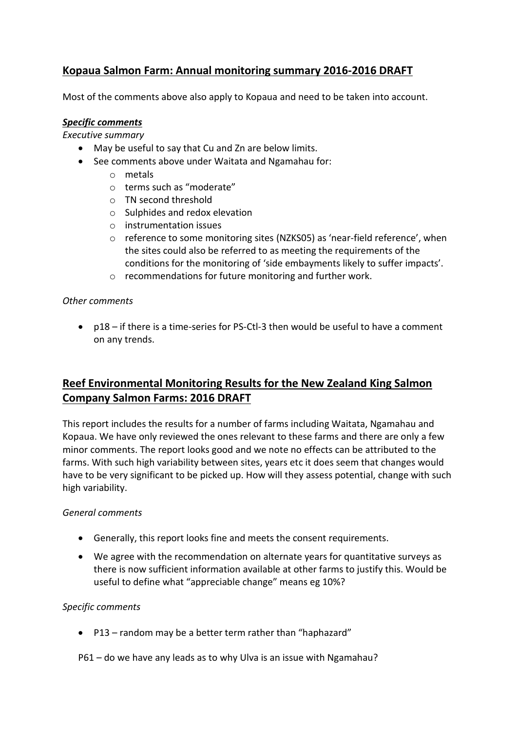## Kopaua Salmon Farm: Annual monitoring summary 2016-2016 DRAFT

Most of the comments above also apply to Kopaua and need to be taken into account.

***Specific comments***

*Executive summary*

- May be useful to say that Cu and Zn are below limits.
- See comments above under Waitata and Ngamahau for:
  - metals
  - terms such as "moderate"
  - TN second threshold
  - Sulphides and redox elevation
  - instrumentation issues
  - reference to some monitoring sites (NZKS05) as 'near-field reference', when the sites could also be referred to as meeting the requirements of the conditions for the monitoring of 'side embayments likely to suffer impacts'.
  - recommendations for future monitoring and further work.

*Other comments*

- p18 – if there is a time-series for PS-Ctl-3 then would be useful to have a comment on any trends.

## Reef Environmental Monitoring Results for the New Zealand King Salmon Company Salmon Farms: 2016 DRAFT

This report includes the results for a number of farms including Waitata, Ngamahau and Kopaua. We have only reviewed the ones relevant to these farms and there are only a few minor comments. The report looks good and we note no effects can be attributed to the farms. With such high variability between sites, years etc it does seem that changes would have to be very significant to be picked up. How will they assess potential, change with such high variability.

*General comments*

- Generally, this report looks fine and meets the consent requirements.
- We agree with the recommendation on alternate years for quantitative surveys as there is now sufficient information available at other farms to justify this. Would be useful to define what "appreciable change" means eg 10%?

*Specific comments*

- P13 – random may be a better term rather than "haphazard"

P61 – do we have any leads as to why Ulva is an issue with Ngamahau?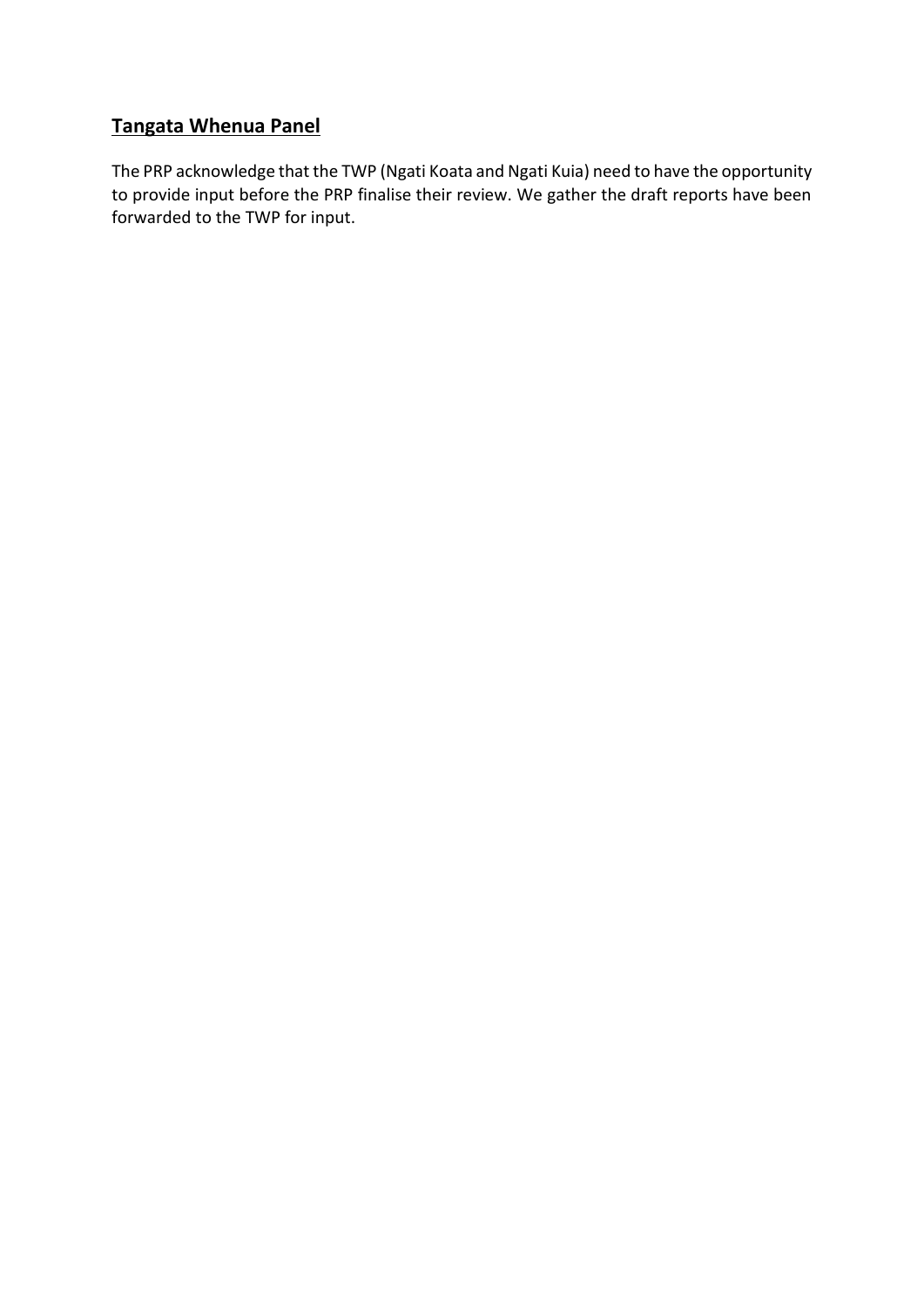## **Tangata Whenua Panel**

The PRP acknowledge that the TWP (Ngati Koata and Ngati Kuia) need to have the opportunity to provide input before the PRP finalise their review. We gather the draft reports have been forwarded to the TWP for input.